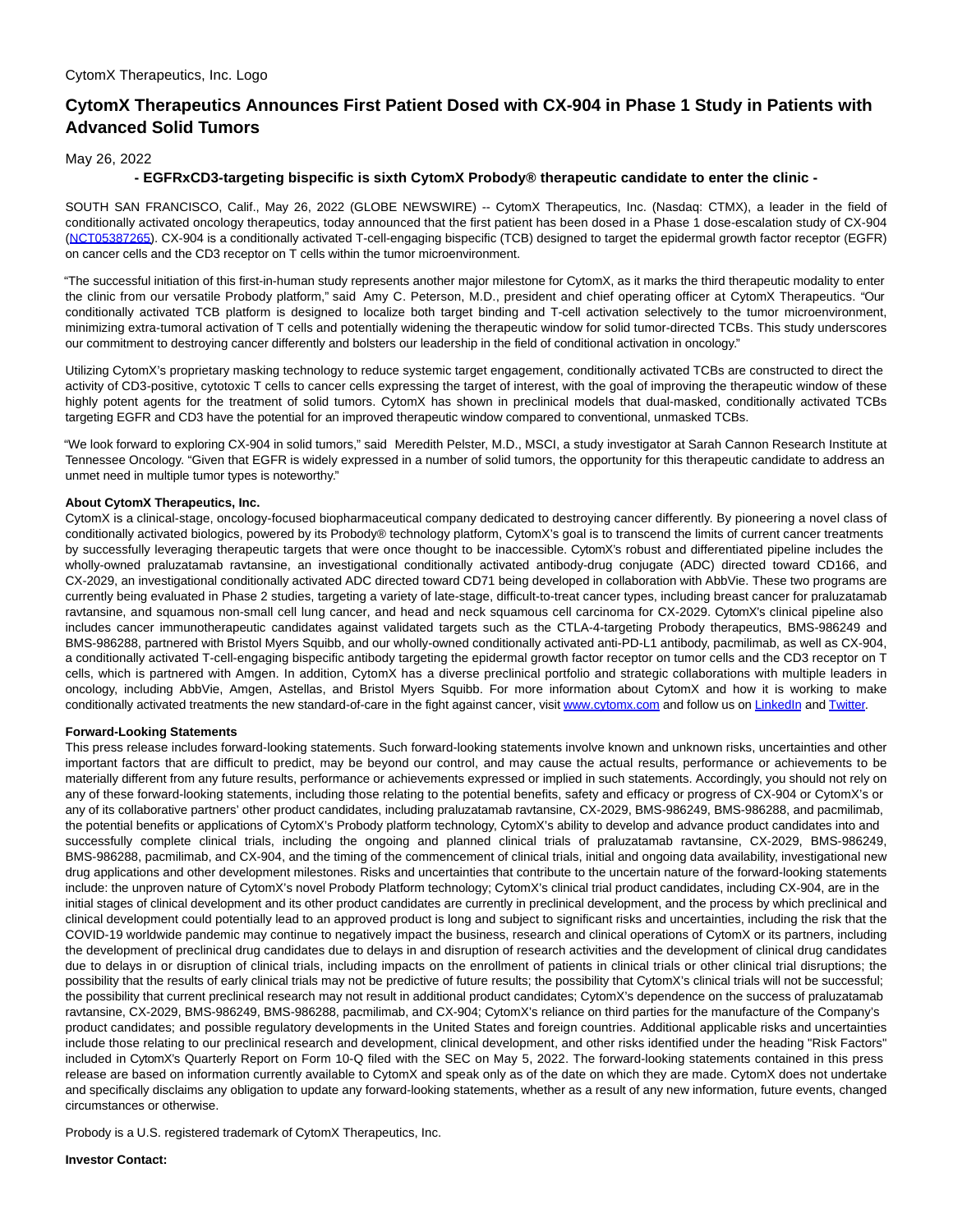CytomX Therapeutics, Inc. Logo

# CytomX Therapeutics Announces First Patient Dosed with CX-904 in Phase 1 Study in Patients with Advanced Solid Tumors

May 26, 2022

### - EGFRxCD3-targeting bispecific is sixth CytomX Probody® therapeutic candidate to enter the clinic -

SOUTH SAN FRANCISCO, Calif., May 26, 2022 (GLOBE NEWSWIRE) -- CytomX Therapeutics, Inc. (Nasdaq: CTMX), a leader in the field of conditionally activated oncology therapeutics, today announced that the first patient has been dosed in a Phase 1 dose-escalation study of CX-904 (NCT05387265). CX-904 is a conditionally activated T-cell-engaging bispecific (TCB) designed to target the epidermal growth factor receptor (EGFR) on cancer cells and the CD3 receptor on T cells within the tumor microenvironment.

"The successful initiation of this first-in-human study represents another major milestone for CytomX, as it marks the third therapeutic modality to enter the clinic from our versatile Probody platform," said Amy C. Peterson, M.D., president and chief operating officer at CytomX Therapeutics. "Our conditionally activated TCB platform is designed to localize both target binding and T-cell activation selectively to the tumor microenvironment, minimizing extra-tumoral activation of T cells and potentially widening the therapeutic window for solid tumor-directed TCBs. This study underscores our commitment to destroying cancer differently and bolsters our leadership in the field of conditional activation in oncology."

Utilizing CytomX's proprietary masking technology to reduce systemic target engagement, conditionally activated TCBs are constructed to direct the activity of CD3-positive, cytotoxic T cells to cancer cells expressing the target of interest, with the goal of improving the therapeutic window of these highly potent agents for the treatment of solid tumors. CytomX has shown in preclinical models that dual-masked, conditionally activated TCBs targeting EGFR and CD3 have the potential for an improved therapeutic window compared to conventional, unmasked TCBs.

"We look forward to exploring CX-904 in solid tumors," said Meredith Pelster, M.D., MSCI, a study investigator at Sarah Cannon Research Institute at Tennessee Oncology. "Given that EGFR is widely expressed in a number of solid tumors, the opportunity for this therapeutic candidate to address an unmet need in multiple tumor types is noteworthy."

**About CytomX Therapeutics, Inc.**

CytomX is a clinical-stage, oncology-focused biopharmaceutical company dedicated to destroying cancer differently. By pioneering a novel class of conditionally activated biologics, powered by its Probody® technology platform, CytomX's goal is to transcend the limits of current cancer treatments by successfully leveraging therapeutic targets that were once thought to be inaccessible. CytomX's robust and differentiated pipeline includes the wholly-owned praluzatamab ravtansine, an investigational conditionally activated antibody-drug conjugate (ADC) directed toward CD166, and CX-2029, an investigational conditionally activated ADC directed toward CD71 being developed in collaboration with AbbVie. These two programs are currently being evaluated in Phase 2 studies, targeting a variety of late-stage, difficult-to-treat cancer types, including breast cancer for praluzatamab ravtansine, and squamous non-small cell lung cancer, and head and neck squamous cell carcinoma for CX-2029. CytomX's clinical pipeline also includes cancer immunotherapeutic candidates against validated targets such as the CTLA-4-targeting Probody therapeutics, BMS-986249 and BMS-986288, partnered with Bristol Myers Squibb, and our wholly-owned conditionally activated anti-PD-L1 antibody, pacmilimab, as well as CX-904, a conditionally activated T-cell-engaging bispecific antibody targeting the epidermal growth factor receptor on tumor cells and the CD3 receptor on T cells, which is partnered with Amgen. In addition, CytomX has a diverse preclinical portfolio and strategic collaborations with multiple leaders in oncology, including AbbVie, Amgen, Astellas, and Bristol Myers Squibb. For more information about CytomX and how it is working to make conditionally activated treatments the new standard-of-care in the fight against cancer, visit www.cytomx.com and follow us on LinkedIn and Twitter.

**Forward-Looking Statements**

This press release includes forward-looking statements. Such forward-looking statements involve known and unknown risks, uncertainties and other important factors that are difficult to predict, may be beyond our control, and may cause the actual results, performance or achievements to be materially different from any future results, performance or achievements expressed or implied in such statements. Accordingly, you should not rely on any of these forward-looking statements, including those relating to the potential benefits, safety and efficacy or progress of CX-904 or CytomX's or any of its collaborative partners' other product candidates, including praluzatamab ravtansine, CX-2029, BMS-986249, BMS-986288, and pacmilimab, the potential benefits or applications of CytomX's Probody platform technology, CytomX's ability to develop and advance product candidates into and successfully complete clinical trials, including the ongoing and planned clinical trials of praluzatamab ravtansine, CX-2029, BMS-986249, BMS-986288, pacmilimab, and CX-904, and the timing of the commencement of clinical trials, initial and ongoing data availability, investigational new drug applications and other development milestones. Risks and uncertainties that contribute to the uncertain nature of the forward-looking statements include: the unproven nature of CytomX's novel Probody Platform technology; CytomX's clinical trial product candidates, including CX-904, are in the initial stages of clinical development and its other product candidates are currently in preclinical development, and the process by which preclinical and clinical development could potentially lead to an approved product is long and subject to significant risks and uncertainties, including the risk that the COVID-19 worldwide pandemic may continue to negatively impact the business, research and clinical operations of CytomX or its partners, including the development of preclinical drug candidates due to delays in and disruption of research activities and the development of clinical drug candidates due to delays in or disruption of clinical trials, including impacts on the enrollment of patients in clinical trials or other clinical trial disruptions; the possibility that the results of early clinical trials may not be predictive of future results; the possibility that CytomX's clinical trials will not be successful; the possibility that current preclinical research may not result in additional product candidates; CytomX's dependence on the success of praluzatamab ravtansine, CX-2029, BMS-986249, BMS-986288, pacmilimab, and CX-904; CytomX's reliance on third parties for the manufacture of the Company's product candidates; and possible regulatory developments in the United States and foreign countries. Additional applicable risks and uncertainties include those relating to our preclinical research and development, clinical development, and other risks identified under the heading "Risk Factors" included in CytomX's Quarterly Report on Form 10-Q filed with the SEC on May 5, 2022. The forward-looking statements contained in this press release are based on information currently available to CytomX and speak only as of the date on which they are made. CytomX does not undertake and specifically disclaims any obligation to update any forward-looking statements, whether as a result of any new information, future events, changed circumstances or otherwise.

Probody is a U.S. registered trademark of CytomX Therapeutics, Inc.

**Investor Contact:**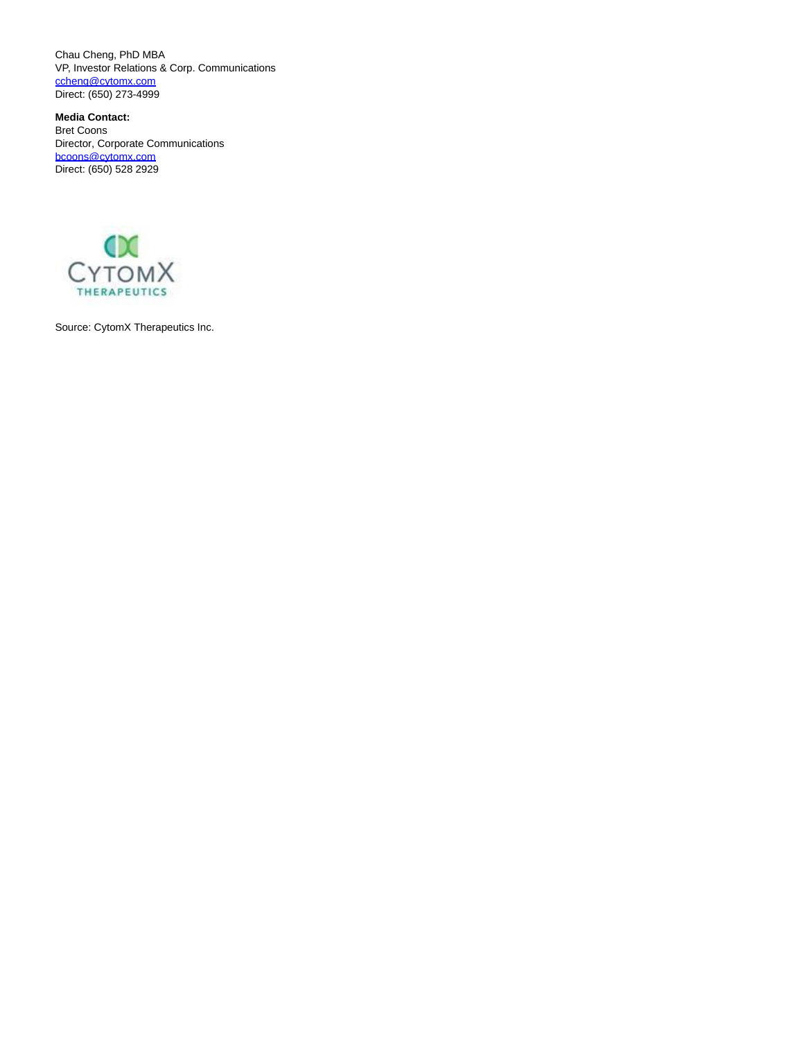Chau Cheng, PhD MBA
VP, Investor Relations & Corp. Communications
ccheng@cytomx.com
Direct: (650) 273-4999

**Media Contact:**
Bret Coons
Director, Corporate Communications
bcoons@cytomx.com
Direct: (650) 528 2929

Source: CytomX Therapeutics Inc.